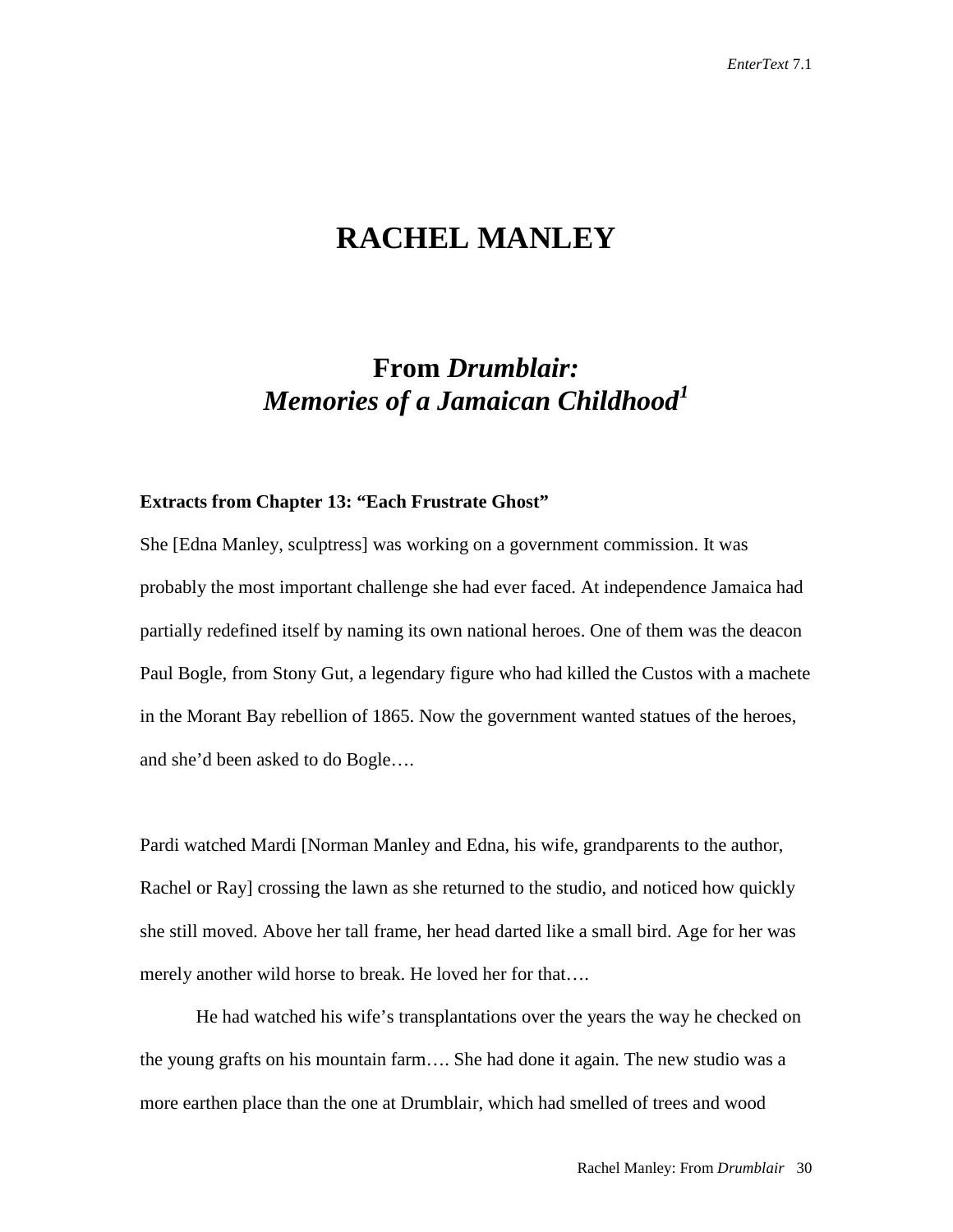# RACHEL MANLEY

## From *Drumblair: Memories of a Jamaican Childhood*[1]

**Extracts from Chapter 13: "Each Frustrate Ghost"**

She [Edna Manley, sculptress] was working on a government commission. It was probably the most important challenge she had ever faced. At independence Jamaica had partially redefined itself by naming its own national heroes. One of them was the deacon Paul Bogle, from Stony Gut, a legendary figure who had killed the Custos with a machete in the Morant Bay rebellion of 1865. Now the government wanted statues of the heroes, and she'd been asked to do Bogle….

Pardi watched Mardi [Norman Manley and Edna, his wife, grandparents to the author, Rachel or Ray] crossing the lawn as she returned to the studio, and noticed how quickly she still moved. Above her tall frame, her head darted like a small bird. Age for her was merely another wild horse to break. He loved her for that….

He had watched his wife's transplantations over the years the way he checked on the young grafts on his mountain farm…. She had done it again. The new studio was a more earthen place than the one at Drumblair, which had smelled of trees and wood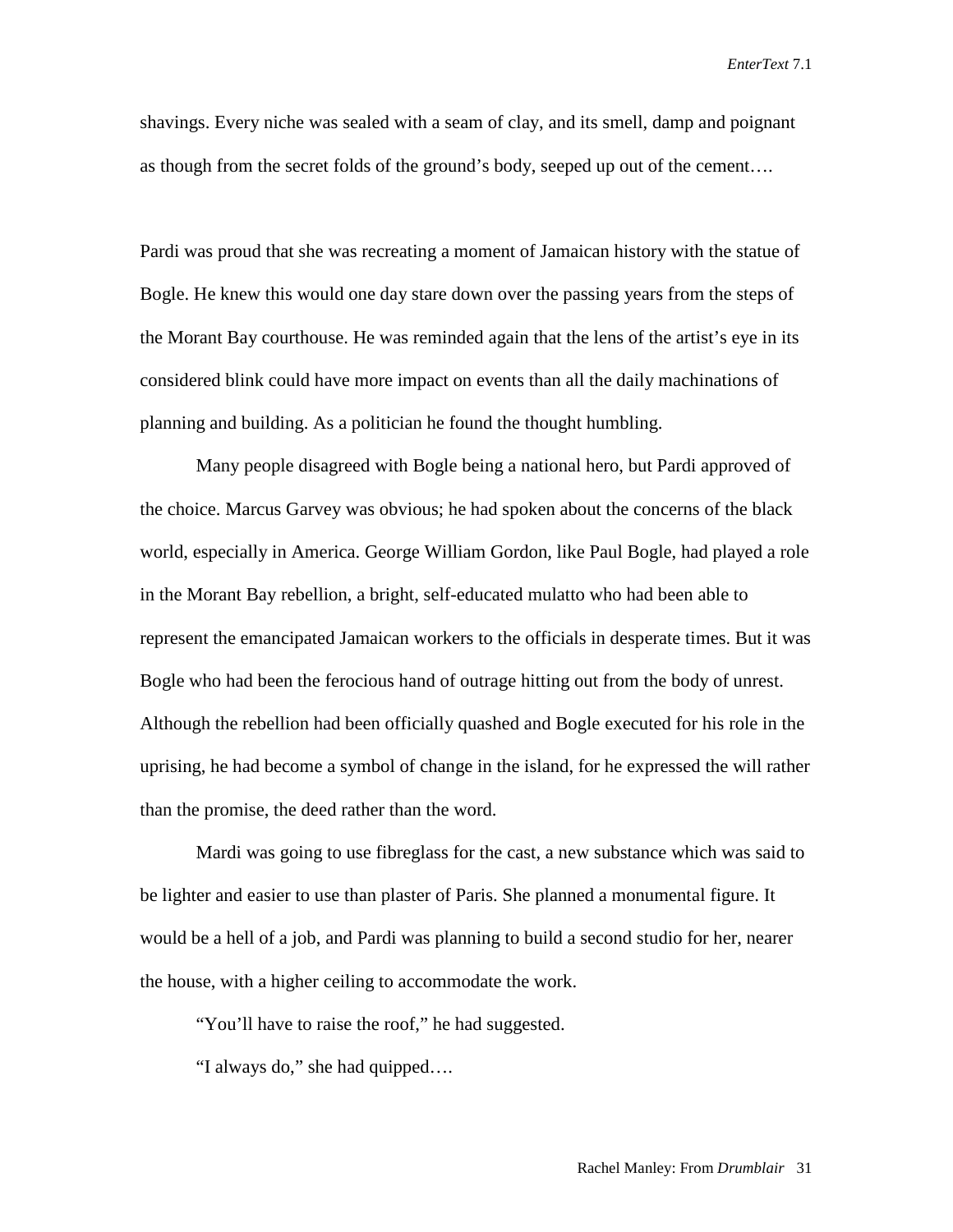shavings. Every niche was sealed with a seam of clay, and its smell, damp and poignant as though from the secret folds of the ground's body, seeped up out of the cement….

Pardi was proud that she was recreating a moment of Jamaican history with the statue of Bogle. He knew this would one day stare down over the passing years from the steps of the Morant Bay courthouse. He was reminded again that the lens of the artist's eye in its considered blink could have more impact on events than all the daily machinations of planning and building. As a politician he found the thought humbling.

Many people disagreed with Bogle being a national hero, but Pardi approved of the choice. Marcus Garvey was obvious; he had spoken about the concerns of the black world, especially in America. George William Gordon, like Paul Bogle, had played a role in the Morant Bay rebellion, a bright, self-educated mulatto who had been able to represent the emancipated Jamaican workers to the officials in desperate times. But it was Bogle who had been the ferocious hand of outrage hitting out from the body of unrest. Although the rebellion had been officially quashed and Bogle executed for his role in the uprising, he had become a symbol of change in the island, for he expressed the will rather than the promise, the deed rather than the word.

Mardi was going to use fibreglass for the cast, a new substance which was said to be lighter and easier to use than plaster of Paris. She planned a monumental figure. It would be a hell of a job, and Pardi was planning to build a second studio for her, nearer the house, with a higher ceiling to accommodate the work.

"You'll have to raise the roof," he had suggested.

"I always do," she had quipped….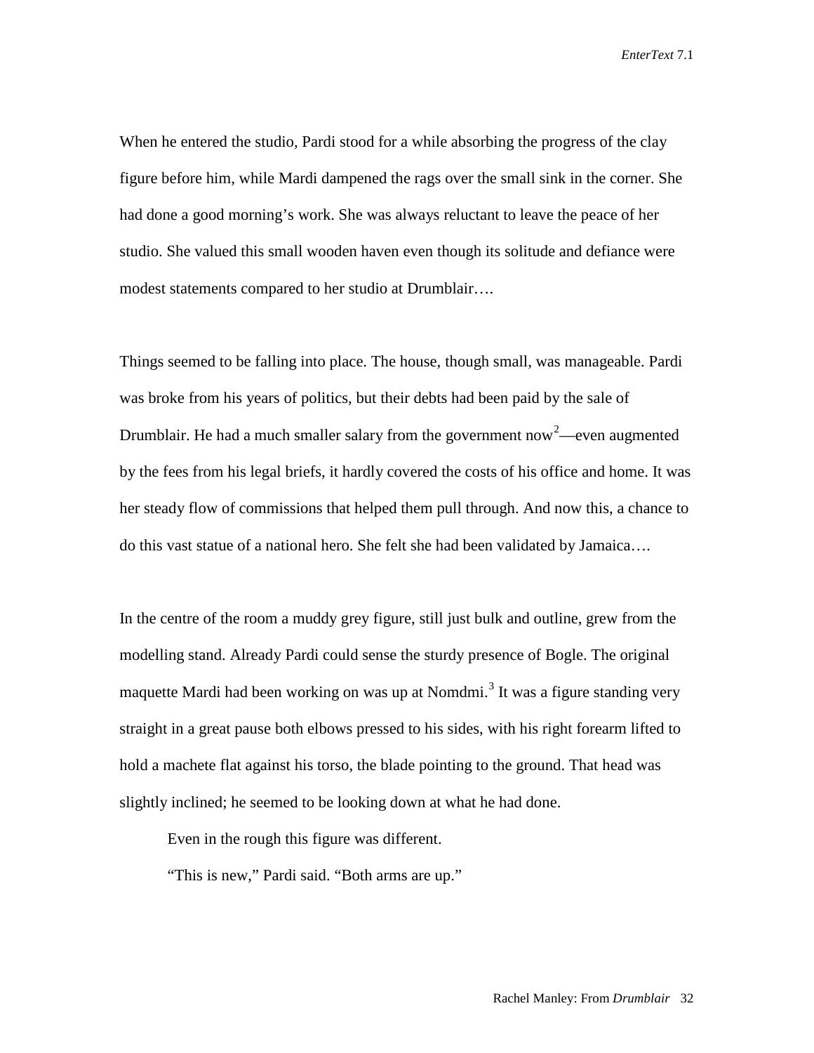When he entered the studio, Pardi stood for a while absorbing the progress of the clay figure before him, while Mardi dampened the rags over the small sink in the corner. She had done a good morning's work. She was always reluctant to leave the peace of her studio. She valued this small wooden haven even though its solitude and defiance were modest statements compared to her studio at Drumblair….

Things seemed to be falling into place. The house, though small, was manageable. Pardi was broke from his years of politics, but their debts had been paid by the sale of Drumblair. He had a much smaller salary from the government now[2]—even augmented by the fees from his legal briefs, it hardly covered the costs of his office and home. It was her steady flow of commissions that helped them pull through. And now this, a chance to do this vast statue of a national hero. She felt she had been validated by Jamaica….

In the centre of the room a muddy grey figure, still just bulk and outline, grew from the modelling stand. Already Pardi could sense the sturdy presence of Bogle. The original maquette Mardi had been working on was up at Nomdmi.[3] It was a figure standing very straight in a great pause both elbows pressed to his sides, with his right forearm lifted to hold a machete flat against his torso, the blade pointing to the ground. That head was slightly inclined; he seemed to be looking down at what he had done.

Even in the rough this figure was different.

"This is new," Pardi said. "Both arms are up."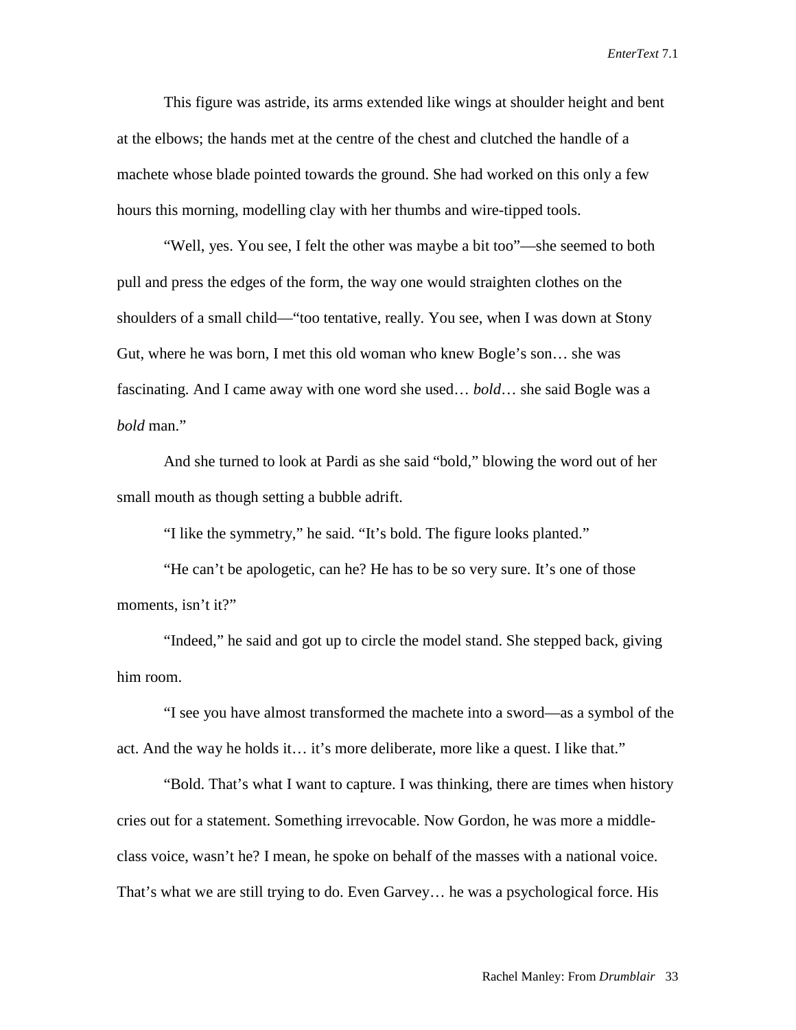This figure was astride, its arms extended like wings at shoulder height and bent at the elbows; the hands met at the centre of the chest and clutched the handle of a machete whose blade pointed towards the ground. She had worked on this only a few hours this morning, modelling clay with her thumbs and wire-tipped tools.

"Well, yes. You see, I felt the other was maybe a bit too"—she seemed to both pull and press the edges of the form, the way one would straighten clothes on the shoulders of a small child—"too tentative, really. You see, when I was down at Stony Gut, where he was born, I met this old woman who knew Bogle's son… she was fascinating. And I came away with one word she used… *bold*… she said Bogle was a *bold* man."

And she turned to look at Pardi as she said "bold," blowing the word out of her small mouth as though setting a bubble adrift.

"I like the symmetry," he said. "It's bold. The figure looks planted."

"He can't be apologetic, can he? He has to be so very sure. It's one of those moments, isn't it?"

"Indeed," he said and got up to circle the model stand. She stepped back, giving him room.

"I see you have almost transformed the machete into a sword—as a symbol of the act. And the way he holds it… it's more deliberate, more like a quest. I like that."

"Bold. That's what I want to capture. I was thinking, there are times when history cries out for a statement. Something irrevocable. Now Gordon, he was more a middle-class voice, wasn't he? I mean, he spoke on behalf of the masses with a national voice. That's what we are still trying to do. Even Garvey… he was a psychological force. His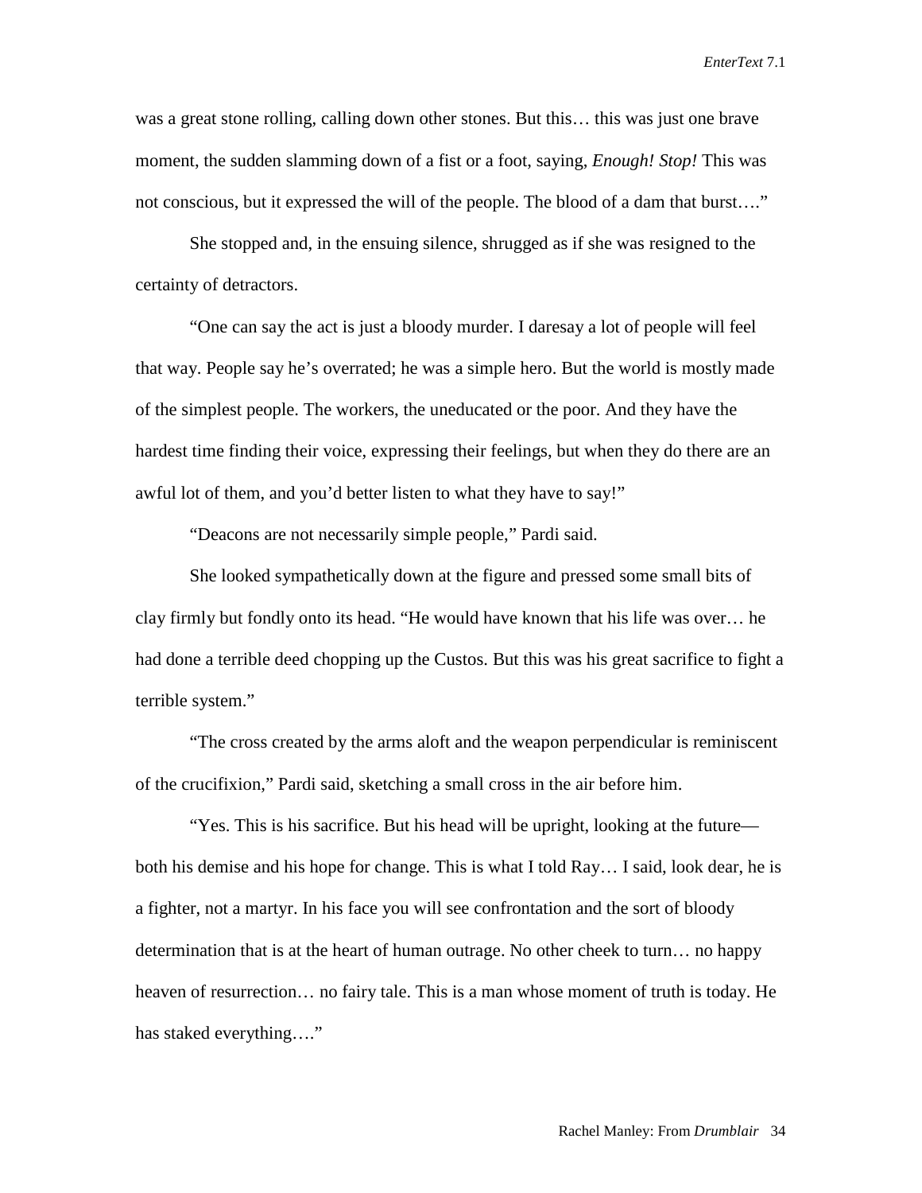was a great stone rolling, calling down other stones. But this… this was just one brave moment, the sudden slamming down of a fist or a foot, saying, *Enough! Stop!* This was not conscious, but it expressed the will of the people. The blood of a dam that burst…."

She stopped and, in the ensuing silence, shrugged as if she was resigned to the certainty of detractors.

"One can say the act is just a bloody murder. I daresay a lot of people will feel that way. People say he's overrated; he was a simple hero. But the world is mostly made of the simplest people. The workers, the uneducated or the poor. And they have the hardest time finding their voice, expressing their feelings, but when they do there are an awful lot of them, and you'd better listen to what they have to say!"

"Deacons are not necessarily simple people," Pardi said.

She looked sympathetically down at the figure and pressed some small bits of clay firmly but fondly onto its head. "He would have known that his life was over… he had done a terrible deed chopping up the Custos. But this was his great sacrifice to fight a terrible system."

"The cross created by the arms aloft and the weapon perpendicular is reminiscent of the crucifixion," Pardi said, sketching a small cross in the air before him.

"Yes. This is his sacrifice. But his head will be upright, looking at the future—both his demise and his hope for change. This is what I told Ray… I said, look dear, he is a fighter, not a martyr. In his face you will see confrontation and the sort of bloody determination that is at the heart of human outrage. No other cheek to turn… no happy heaven of resurrection… no fairy tale. This is a man whose moment of truth is today. He has staked everything…."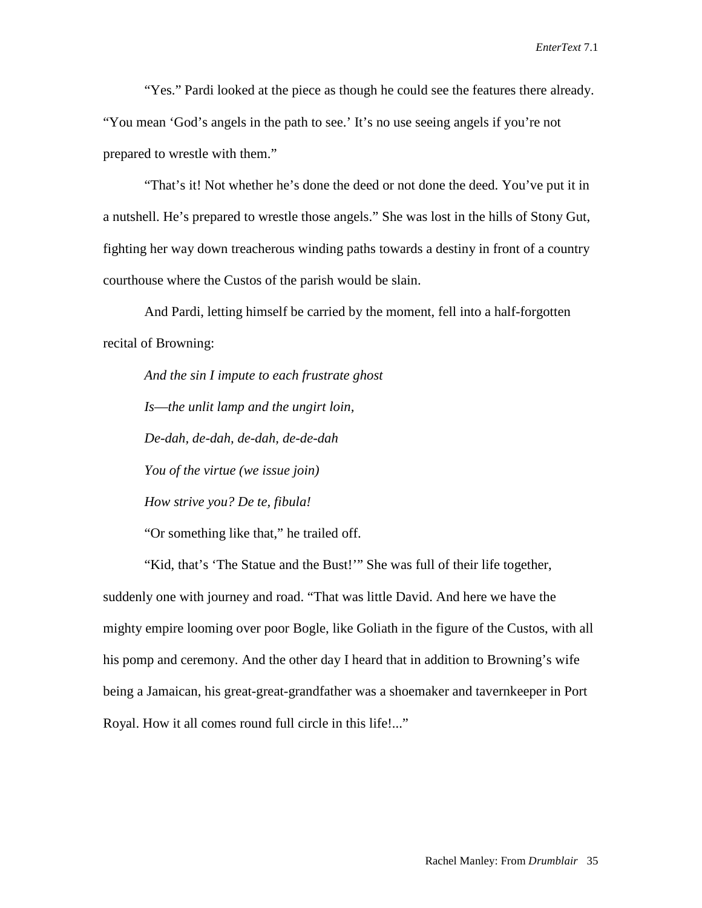"Yes." Pardi looked at the piece as though he could see the features there already. "You mean 'God's angels in the path to see.' It's no use seeing angels if you're not prepared to wrestle with them."

"That's it! Not whether he's done the deed or not done the deed. You've put it in a nutshell. He's prepared to wrestle those angels." She was lost in the hills of Stony Gut, fighting her way down treacherous winding paths towards a destiny in front of a country courthouse where the Custos of the parish would be slain.

And Pardi, letting himself be carried by the moment, fell into a half-forgotten recital of Browning:

*And the sin I impute to each frustrate ghost*

*Is—the unlit lamp and the ungirt loin,*

*De-dah, de-dah, de-dah, de-de-dah*

*You of the virtue (we issue join)*

*How strive you? De te, fibula!*

"Or something like that," he trailed off.

"Kid, that's 'The Statue and the Bust!'" She was full of their life together, suddenly one with journey and road. "That was little David. And here we have the mighty empire looming over poor Bogle, like Goliath in the figure of the Custos, with all his pomp and ceremony. And the other day I heard that in addition to Browning's wife being a Jamaican, his great-great-grandfather was a shoemaker and tavernkeeper in Port Royal. How it all comes round full circle in this life!..."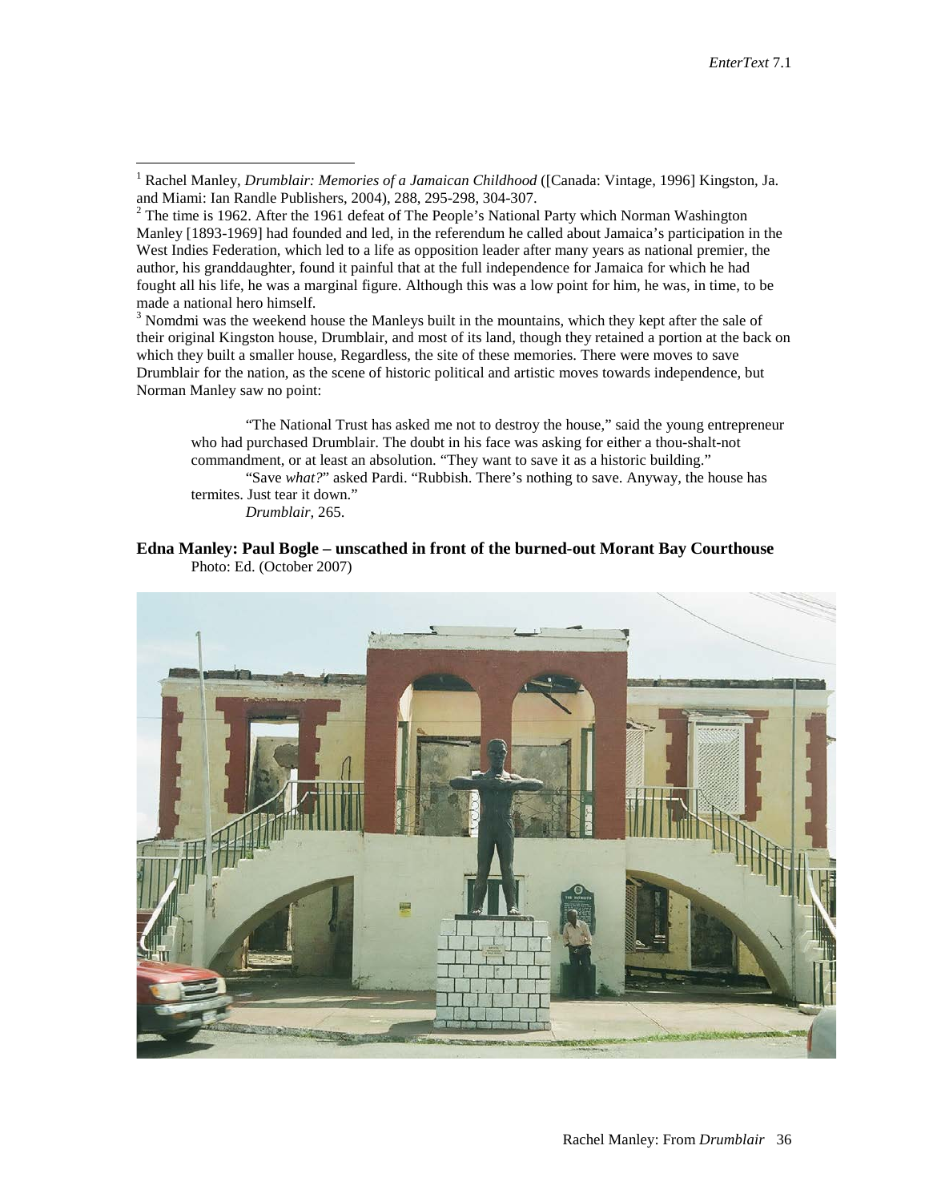[1] Rachel Manley, *Drumblair: Memories of a Jamaican Childhood* ([Canada: Vintage, 1996] Kingston, Ja. and Miami: Ian Randle Publishers, 2004), 288, 295-298, 304-307.

[2] The time is 1962. After the 1961 defeat of The People's National Party which Norman Washington Manley [1893-1969] had founded and led, in the referendum he called about Jamaica's participation in the West Indies Federation, which led to a life as opposition leader after many years as national premier, the author, his granddaughter, found it painful that at the full independence for Jamaica for which he had fought all his life, he was a marginal figure. Although this was a low point for him, he was, in time, to be made a national hero himself.

[3] Nomdmi was the weekend house the Manleys built in the mountains, which they kept after the sale of their original Kingston house, Drumblair, and most of its land, though they retained a portion at the back on which they built a smaller house, Regardless, the site of these memories. There were moves to save Drumblair for the nation, as the scene of historic political and artistic moves towards independence, but Norman Manley saw no point:

> "The National Trust has asked me not to destroy the house," said the young entrepreneur who had purchased Drumblair. The doubt in his face was asking for either a thou-shalt-not commandment, or at least an absolution. "They want to save it as a historic building."
>
> "Save *what?*" asked Pardi. "Rubbish. There's nothing to save. Anyway, the house has termites. Just tear it down."
>
> *Drumblair*, 265.

**Edna Manley: Paul Bogle – unscathed in front of the burned-out Morant Bay Courthouse**
Photo: Ed. (October 2007)